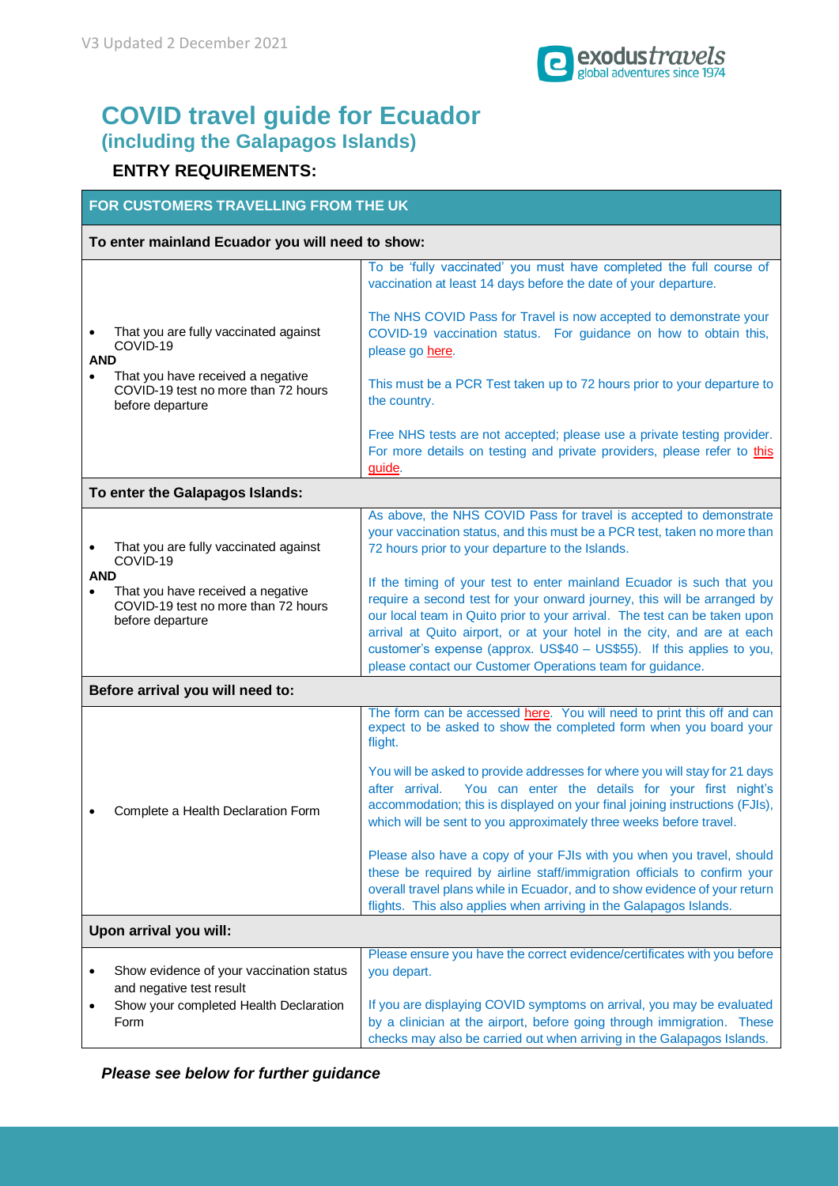V3 Updated 2 December 2021

# COVID travel guide for Ecuador
## (including the Galapagos Islands)

### ENTRY REQUIREMENTS:

| FOR CUSTOMERS TRAVELLING FROM THE UK | |
|---|---|
| **To enter mainland Ecuador you will need to show:** | |
| • That you are fully vaccinated against COVID-19<br>**AND**<br>• That you have received a negative COVID-19 test no more than 72 hours before departure | To be 'fully vaccinated' you must have completed the full course of vaccination at least 14 days before the date of your departure.<br><br>The NHS COVID Pass for Travel is now accepted to demonstrate your COVID-19 vaccination status. For guidance on how to obtain this, please go here.<br><br>This must be a PCR Test taken up to 72 hours prior to your departure to the country.<br><br>Free NHS tests are not accepted; please use a private testing provider. For more details on testing and private providers, please refer to this guide. |
| **To enter the Galapagos Islands:** | |
| • That you are fully vaccinated against COVID-19<br>**AND**<br>• That you have received a negative COVID-19 test no more than 72 hours before departure | As above, the NHS COVID Pass for travel is accepted to demonstrate your vaccination status, and this must be a PCR test, taken no more than 72 hours prior to your departure to the Islands.<br><br>If the timing of your test to enter mainland Ecuador is such that you require a second test for your onward journey, this will be arranged by our local team in Quito prior to your arrival. The test can be taken upon arrival at Quito airport, or at your hotel in the city, and are at each customer's expense (approx. US$40 – US$55). If this applies to you, please contact our Customer Operations team for guidance. |
| **Before arrival you will need to:** | |
| • Complete a Health Declaration Form | The form can be accessed here. You will need to print this off and can expect to be asked to show the completed form when you board your flight.<br><br>You will be asked to provide addresses for where you will stay for 21 days after arrival. You can enter the details for your first night's accommodation; this is displayed on your final joining instructions (FJIs), which will be sent to you approximately three weeks before travel.<br><br>Please also have a copy of your FJIs with you when you travel, should these be required by airline staff/immigration officials to confirm your overall travel plans while in Ecuador, and to show evidence of your return flights. This also applies when arriving in the Galapagos Islands. |
| **Upon arrival you will:** | |
| • Show evidence of your vaccination status and negative test result<br>• Show your completed Health Declaration Form | Please ensure you have the correct evidence/certificates with you before you depart.<br><br>If you are displaying COVID symptoms on arrival, you may be evaluated by a clinician at the airport, before going through immigration. These checks may also be carried out when arriving in the Galapagos Islands. |

***Please see below for further guidance***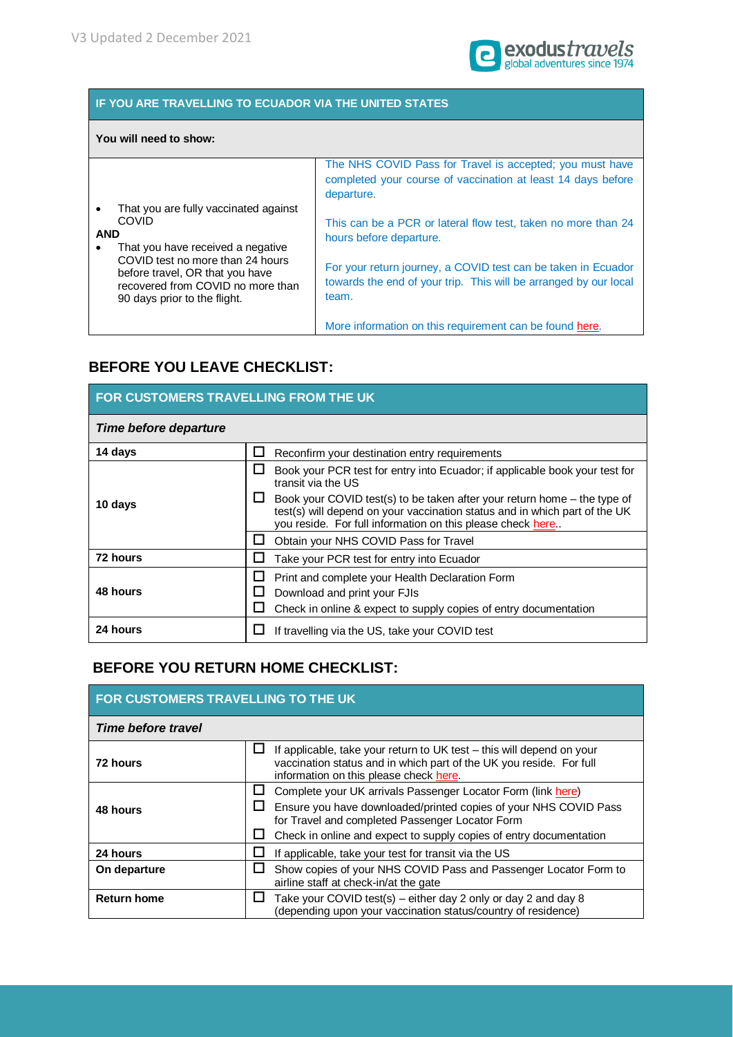V3 Updated 2 December 2021

| IF YOU ARE TRAVELLING TO ECUADOR VIA THE UNITED STATES | |
|---|---|
| **You will need to show:** | |
| • That you are fully vaccinated against COVID **AND** • That you have received a negative COVID test no more than 24 hours before travel, OR that you have recovered from COVID no more than 90 days prior to the flight. | The NHS COVID Pass for Travel is accepted; you must have completed your course of vaccination at least 14 days before departure. This can be a PCR or lateral flow test, taken no more than 24 hours before departure. For your return journey, a COVID test can be taken in Ecuador towards the end of your trip. This will be arranged by our local team. More information on this requirement can be found here. |

## BEFORE YOU LEAVE CHECKLIST:

| FOR CUSTOMERS TRAVELLING FROM THE UK | |
|---|---|
| ***Time before departure*** | |
| **14 days** | ☐ Reconfirm your destination entry requirements |
| **10 days** | ☐ Book your PCR test for entry into Ecuador; if applicable book your test for transit via the US ☐ Book your COVID test(s) to be taken after your return home – the type of test(s) will depend on your vaccination status and in which part of the UK you reside. For full information on this please check here.. ☐ Obtain your NHS COVID Pass for Travel |
| **72 hours** | ☐ Take your PCR test for entry into Ecuador |
| **48 hours** | ☐ Print and complete your Health Declaration Form ☐ Download and print your FJIs ☐ Check in online & expect to supply copies of entry documentation |
| **24 hours** | ☐ If travelling via the US, take your COVID test |

## BEFORE YOU RETURN HOME CHECKLIST:

| FOR CUSTOMERS TRAVELLING TO THE UK | |
|---|---|
| ***Time before travel*** | |
| **72 hours** | ☐ If applicable, take your return to UK test – this will depend on your vaccination status and in which part of the UK you reside. For full information on this please check here. |
| **48 hours** | ☐ Complete your UK arrivals Passenger Locator Form (link here) ☐ Ensure you have downloaded/printed copies of your NHS COVID Pass for Travel and completed Passenger Locator Form ☐ Check in online and expect to supply copies of entry documentation |
| **24 hours** | ☐ If applicable, take your test for transit via the US |
| **On departure** | ☐ Show copies of your NHS COVID Pass and Passenger Locator Form to airline staff at check-in/at the gate |
| **Return home** | ☐ Take your COVID test(s) – either day 2 only or day 2 and day 8 (depending upon your vaccination status/country of residence) |